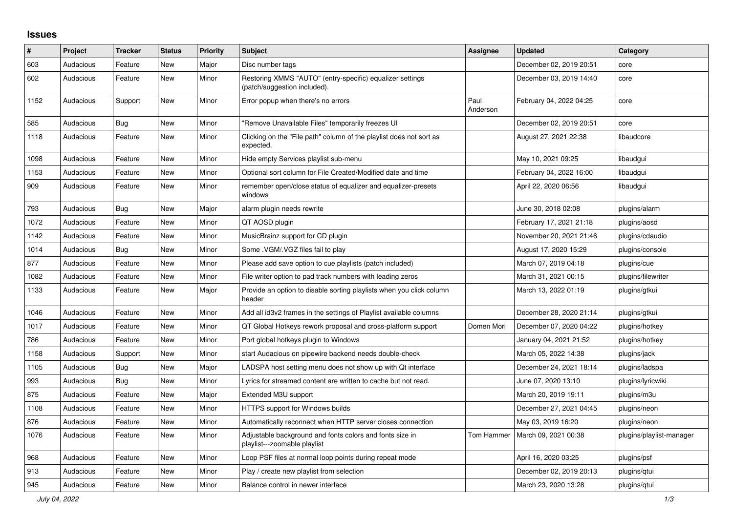## Issues

| # | Project | Tracker | Status | Priority | Subject | Assignee | Updated | Category |
|---|---|---|---|---|---|---|---|---|
| 603 | Audacious | Feature | New | Major | Disc number tags | | December 02, 2019 20:51 | core |
| 602 | Audacious | Feature | New | Minor | Restoring XMMS "AUTO" (entry-specific) equalizer settings (patch/suggestion included). | | December 03, 2019 14:40 | core |
| 1152 | Audacious | Support | New | Minor | Error popup when there's no errors | Paul Anderson | February 04, 2022 04:25 | core |
| 585 | Audacious | Bug | New | Minor | "Remove Unavailable Files" temporarily freezes UI | | December 02, 2019 20:51 | core |
| 1118 | Audacious | Feature | New | Minor | Clicking on the "File path" column of the playlist does not sort as expected. | | August 27, 2021 22:38 | libaudcore |
| 1098 | Audacious | Feature | New | Minor | Hide empty Services playlist sub-menu | | May 10, 2021 09:25 | libaudgui |
| 1153 | Audacious | Feature | New | Minor | Optional sort column for File Created/Modified date and time | | February 04, 2022 16:00 | libaudgui |
| 909 | Audacious | Feature | New | Minor | remember open/close status of equalizer and equalizer-presets windows | | April 22, 2020 06:56 | libaudgui |
| 793 | Audacious | Bug | New | Major | alarm plugin needs rewrite | | June 30, 2018 02:08 | plugins/alarm |
| 1072 | Audacious | Feature | New | Minor | QT AOSD plugin | | February 17, 2021 21:18 | plugins/aosd |
| 1142 | Audacious | Feature | New | Minor | MusicBrainz support for CD plugin | | November 20, 2021 21:46 | plugins/cdaudio |
| 1014 | Audacious | Bug | New | Minor | Some .VGM/.VGZ files fail to play | | August 17, 2020 15:29 | plugins/console |
| 877 | Audacious | Feature | New | Minor | Please add save option to cue playlists (patch included) | | March 07, 2019 04:18 | plugins/cue |
| 1082 | Audacious | Feature | New | Minor | File writer option to pad track numbers with leading zeros | | March 31, 2021 00:15 | plugins/filewriter |
| 1133 | Audacious | Feature | New | Major | Provide an option to disable sorting playlists when you click column header | | March 13, 2022 01:19 | plugins/gtkui |
| 1046 | Audacious | Feature | New | Minor | Add all id3v2 frames in the settings of Playlist available columns | | December 28, 2020 21:14 | plugins/gtkui |
| 1017 | Audacious | Feature | New | Minor | QT Global Hotkeys rework proposal and cross-platform support | Domen Mori | December 07, 2020 04:22 | plugins/hotkey |
| 786 | Audacious | Feature | New | Minor | Port global hotkeys plugin to Windows | | January 04, 2021 21:52 | plugins/hotkey |
| 1158 | Audacious | Support | New | Minor | start Audacious on pipewire backend needs double-check | | March 05, 2022 14:38 | plugins/jack |
| 1105 | Audacious | Bug | New | Major | LADSPA host setting menu does not show up with Qt interface | | December 24, 2021 18:14 | plugins/ladspa |
| 993 | Audacious | Bug | New | Minor | Lyrics for streamed content are written to cache but not read. | | June 07, 2020 13:10 | plugins/lyricwiki |
| 875 | Audacious | Feature | New | Major | Extended M3U support | | March 20, 2019 19:11 | plugins/m3u |
| 1108 | Audacious | Feature | New | Minor | HTTPS support for Windows builds | | December 27, 2021 04:45 | plugins/neon |
| 876 | Audacious | Feature | New | Minor | Automatically reconnect when HTTP server closes connection | | May 03, 2019 16:20 | plugins/neon |
| 1076 | Audacious | Feature | New | Minor | Adjustable background and fonts colors and fonts size in playlist---zoomable playlist | Tom Hammer | March 09, 2021 00:38 | plugins/playlist-manager |
| 968 | Audacious | Feature | New | Minor | Loop PSF files at normal loop points during repeat mode | | April 16, 2020 03:25 | plugins/psf |
| 913 | Audacious | Feature | New | Minor | Play / create new playlist from selection | | December 02, 2019 20:13 | plugins/qtui |
| 945 | Audacious | Feature | New | Minor | Balance control in newer interface | | March 23, 2020 13:28 | plugins/qtui |

*July 04, 2022*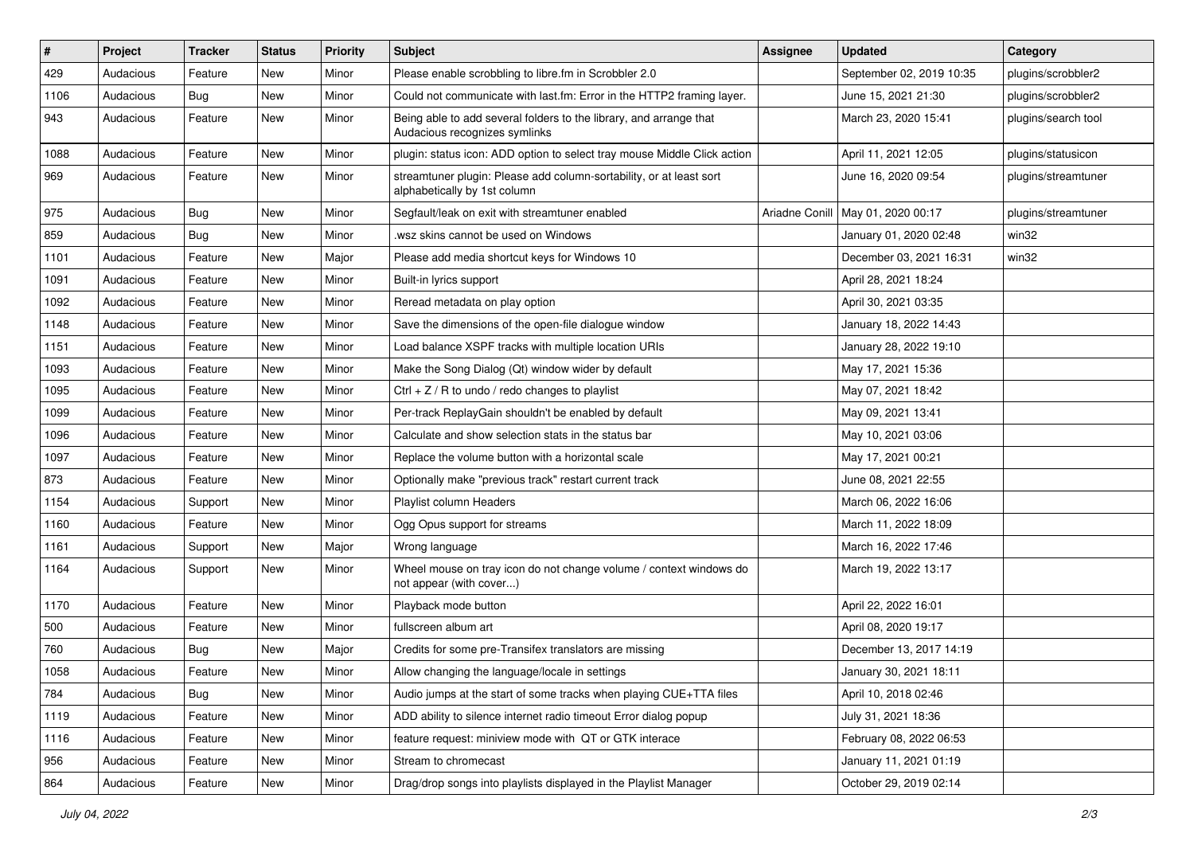| # | Project | Tracker | Status | Priority | Subject | Assignee | Updated | Category |
|---|---|---|---|---|---|---|---|---|
| 429 | Audacious | Feature | New | Minor | Please enable scrobbling to libre.fm in Scrobbler 2.0 | | September 02, 2019 10:35 | plugins/scrobbler2 |
| 1106 | Audacious | Bug | New | Minor | Could not communicate with last.fm: Error in the HTTP2 framing layer. | | June 15, 2021 21:30 | plugins/scrobbler2 |
| 943 | Audacious | Feature | New | Minor | Being able to add several folders to the library, and arrange that Audacious recognizes symlinks | | March 23, 2020 15:41 | plugins/search tool |
| 1088 | Audacious | Feature | New | Minor | plugin: status icon: ADD option to select tray mouse Middle Click action | | April 11, 2021 12:05 | plugins/statusicon |
| 969 | Audacious | Feature | New | Minor | streamtuner plugin: Please add column-sortability, or at least sort alphabetically by 1st column | | June 16, 2020 09:54 | plugins/streamtuner |
| 975 | Audacious | Bug | New | Minor | Segfault/leak on exit with streamtuner enabled | Ariadne Conill | May 01, 2020 00:17 | plugins/streamtuner |
| 859 | Audacious | Bug | New | Minor | .wsz skins cannot be used on Windows | | January 01, 2020 02:48 | win32 |
| 1101 | Audacious | Feature | New | Major | Please add media shortcut keys for Windows 10 | | December 03, 2021 16:31 | win32 |
| 1091 | Audacious | Feature | New | Minor | Built-in lyrics support | | April 28, 2021 18:24 | |
| 1092 | Audacious | Feature | New | Minor | Reread metadata on play option | | April 30, 2021 03:35 | |
| 1148 | Audacious | Feature | New | Minor | Save the dimensions of the open-file dialogue window | | January 18, 2022 14:43 | |
| 1151 | Audacious | Feature | New | Minor | Load balance XSPF tracks with multiple location URIs | | January 28, 2022 19:10 | |
| 1093 | Audacious | Feature | New | Minor | Make the Song Dialog (Qt) window wider by default | | May 17, 2021 15:36 | |
| 1095 | Audacious | Feature | New | Minor | Ctrl + Z / R to undo / redo changes to playlist | | May 07, 2021 18:42 | |
| 1099 | Audacious | Feature | New | Minor | Per-track ReplayGain shouldn't be enabled by default | | May 09, 2021 13:41 | |
| 1096 | Audacious | Feature | New | Minor | Calculate and show selection stats in the status bar | | May 10, 2021 03:06 | |
| 1097 | Audacious | Feature | New | Minor | Replace the volume button with a horizontal scale | | May 17, 2021 00:21 | |
| 873 | Audacious | Feature | New | Minor | Optionally make "previous track" restart current track | | June 08, 2021 22:55 | |
| 1154 | Audacious | Support | New | Minor | Playlist column Headers | | March 06, 2022 16:06 | |
| 1160 | Audacious | Feature | New | Minor | Ogg Opus support for streams | | March 11, 2022 18:09 | |
| 1161 | Audacious | Support | New | Major | Wrong language | | March 16, 2022 17:46 | |
| 1164 | Audacious | Support | New | Minor | Wheel mouse on tray icon do not change volume / context windows do not appear (with cover...) | | March 19, 2022 13:17 | |
| 1170 | Audacious | Feature | New | Minor | Playback mode button | | April 22, 2022 16:01 | |
| 500 | Audacious | Feature | New | Minor | fullscreen album art | | April 08, 2020 19:17 | |
| 760 | Audacious | Bug | New | Major | Credits for some pre-Transifex translators are missing | | December 13, 2017 14:19 | |
| 1058 | Audacious | Feature | New | Minor | Allow changing the language/locale in settings | | January 30, 2021 18:11 | |
| 784 | Audacious | Bug | New | Minor | Audio jumps at the start of some tracks when playing CUE+TTA files | | April 10, 2018 02:46 | |
| 1119 | Audacious | Feature | New | Minor | ADD ability to silence internet radio timeout Error dialog popup | | July 31, 2021 18:36 | |
| 1116 | Audacious | Feature | New | Minor | feature request: miniview mode with QT or GTK interace | | February 08, 2022 06:53 | |
| 956 | Audacious | Feature | New | Minor | Stream to chromecast | | January 11, 2021 01:19 | |
| 864 | Audacious | Feature | New | Minor | Drag/drop songs into playlists displayed in the Playlist Manager | | October 29, 2019 02:14 | |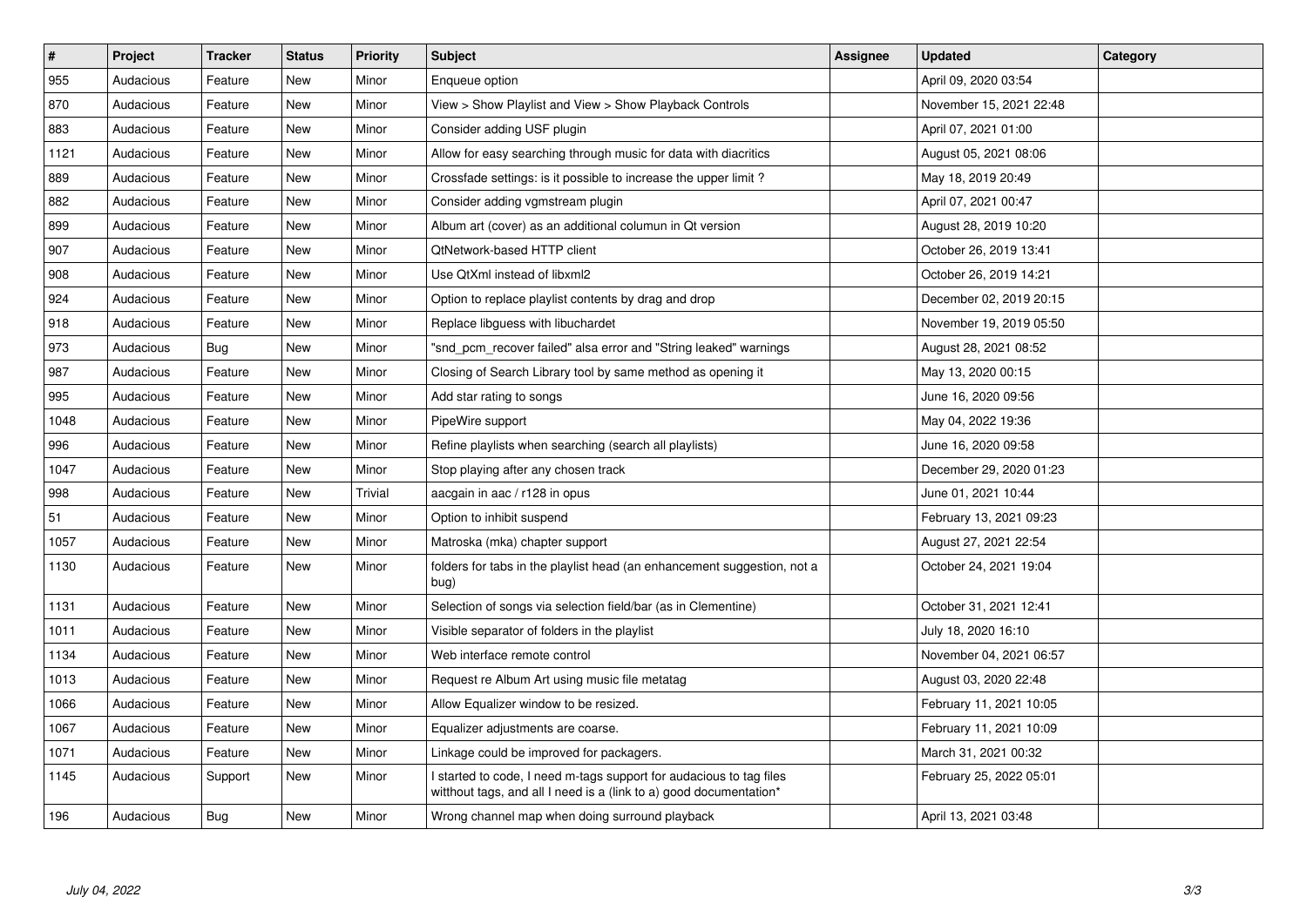| # | Project | Tracker | Status | Priority | Subject | Assignee | Updated | Category |
|---|---|---|---|---|---|---|---|---|
| 955 | Audacious | Feature | New | Minor | Enqueue option | | April 09, 2020 03:54 | |
| 870 | Audacious | Feature | New | Minor | View > Show Playlist and View > Show Playback Controls | | November 15, 2021 22:48 | |
| 883 | Audacious | Feature | New | Minor | Consider adding USF plugin | | April 07, 2021 01:00 | |
| 1121 | Audacious | Feature | New | Minor | Allow for easy searching through music for data with diacritics | | August 05, 2021 08:06 | |
| 889 | Audacious | Feature | New | Minor | Crossfade settings: is it possible to increase the upper limit ? | | May 18, 2019 20:49 | |
| 882 | Audacious | Feature | New | Minor | Consider adding vgmstream plugin | | April 07, 2021 00:47 | |
| 899 | Audacious | Feature | New | Minor | Album art (cover) as an additional columun in Qt version | | August 28, 2019 10:20 | |
| 907 | Audacious | Feature | New | Minor | QtNetwork-based HTTP client | | October 26, 2019 13:41 | |
| 908 | Audacious | Feature | New | Minor | Use QtXml instead of libxml2 | | October 26, 2019 14:21 | |
| 924 | Audacious | Feature | New | Minor | Option to replace playlist contents by drag and drop | | December 02, 2019 20:15 | |
| 918 | Audacious | Feature | New | Minor | Replace libguess with libuchardet | | November 19, 2019 05:50 | |
| 973 | Audacious | Bug | New | Minor | "snd_pcm_recover failed" alsa error and "String leaked" warnings | | August 28, 2021 08:52 | |
| 987 | Audacious | Feature | New | Minor | Closing of Search Library tool by same method as opening it | | May 13, 2020 00:15 | |
| 995 | Audacious | Feature | New | Minor | Add star rating to songs | | June 16, 2020 09:56 | |
| 1048 | Audacious | Feature | New | Minor | PipeWire support | | May 04, 2022 19:36 | |
| 996 | Audacious | Feature | New | Minor | Refine playlists when searching (search all playlists) | | June 16, 2020 09:58 | |
| 1047 | Audacious | Feature | New | Minor | Stop playing after any chosen track | | December 29, 2020 01:23 | |
| 998 | Audacious | Feature | New | Trivial | aacgain in aac / r128 in opus | | June 01, 2021 10:44 | |
| 51 | Audacious | Feature | New | Minor | Option to inhibit suspend | | February 13, 2021 09:23 | |
| 1057 | Audacious | Feature | New | Minor | Matroska (mka) chapter support | | August 27, 2021 22:54 | |
| 1130 | Audacious | Feature | New | Minor | folders for tabs in the playlist head (an enhancement suggestion, not a bug) | | October 24, 2021 19:04 | |
| 1131 | Audacious | Feature | New | Minor | Selection of songs via selection field/bar (as in Clementine) | | October 31, 2021 12:41 | |
| 1011 | Audacious | Feature | New | Minor | Visible separator of folders in the playlist | | July 18, 2020 16:10 | |
| 1134 | Audacious | Feature | New | Minor | Web interface remote control | | November 04, 2021 06:57 | |
| 1013 | Audacious | Feature | New | Minor | Request re Album Art using music file metatag | | August 03, 2020 22:48 | |
| 1066 | Audacious | Feature | New | Minor | Allow Equalizer window to be resized. | | February 11, 2021 10:05 | |
| 1067 | Audacious | Feature | New | Minor | Equalizer adjustments are coarse. | | February 11, 2021 10:09 | |
| 1071 | Audacious | Feature | New | Minor | Linkage could be improved for packagers. | | March 31, 2021 00:32 | |
| 1145 | Audacious | Support | New | Minor | I started to code, I need m-tags support for audacious to tag files witthout tags, and all I need is a (link to a) good documentation* | | February 25, 2022 05:01 | |
| 196 | Audacious | Bug | New | Minor | Wrong channel map when doing surround playback | | April 13, 2021 03:48 | |

*July 04, 2022*